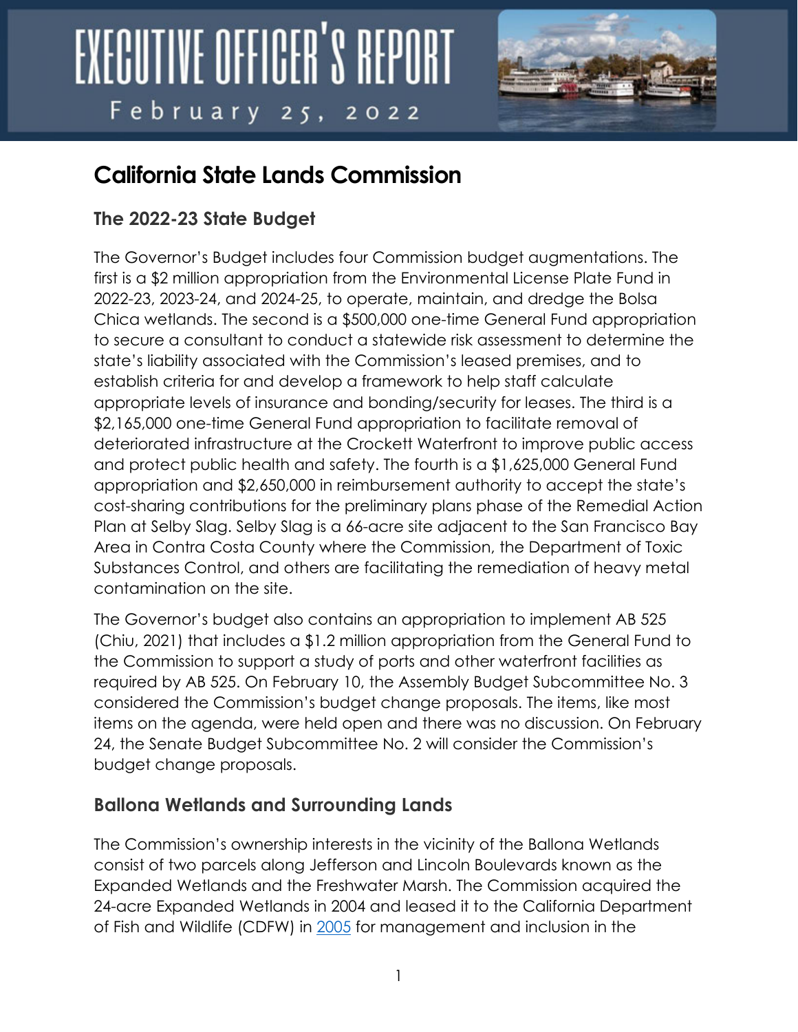# EXECUTIVE OFFICER'S REPORT

February 25, 2022

# California State Lands Commission

## The 2022-23 State Budget

The Governor's Budget includes four Commission budget augmentations. The first is a $2 million appropriation from the Environmental License Plate Fund in 2022-23, 2023-24, and 2024-25, to operate, maintain, and dredge the Bolsa Chica wetlands. The second is a $500,000 one-time General Fund appropriation to secure a consultant to conduct a statewide risk assessment to determine the state's liability associated with the Commission's leased premises, and to establish criteria for and develop a framework to help staff calculate appropriate levels of insurance and bonding/security for leases. The third is a $2,165,000 one-time General Fund appropriation to facilitate removal of deteriorated infrastructure at the Crockett Waterfront to improve public access and protect public health and safety. The fourth is a $1,625,000 General Fund appropriation and $2,650,000 in reimbursement authority to accept the state's cost-sharing contributions for the preliminary plans phase of the Remedial Action Plan at Selby Slag. Selby Slag is a 66-acre site adjacent to the San Francisco Bay Area in Contra Costa County where the Commission, the Department of Toxic Substances Control, and others are facilitating the remediation of heavy metal contamination on the site.

The Governor's budget also contains an appropriation to implement AB 525 (Chiu, 2021) that includes a $1.2 million appropriation from the General Fund to the Commission to support a study of ports and other waterfront facilities as required by AB 525. On February 10, the Assembly Budget Subcommittee No. 3 considered the Commission's budget change proposals. The items, like most items on the agenda, were held open and there was no discussion. On February 24, the Senate Budget Subcommittee No. 2 will consider the Commission's budget change proposals.

## Ballona Wetlands and Surrounding Lands

The Commission's ownership interests in the vicinity of the Ballona Wetlands consist of two parcels along Jefferson and Lincoln Boulevards known as the Expanded Wetlands and the Freshwater Marsh. The Commission acquired the 24-acre Expanded Wetlands in 2004 and leased it to the California Department of Fish and Wildlife (CDFW) in 2005 for management and inclusion in the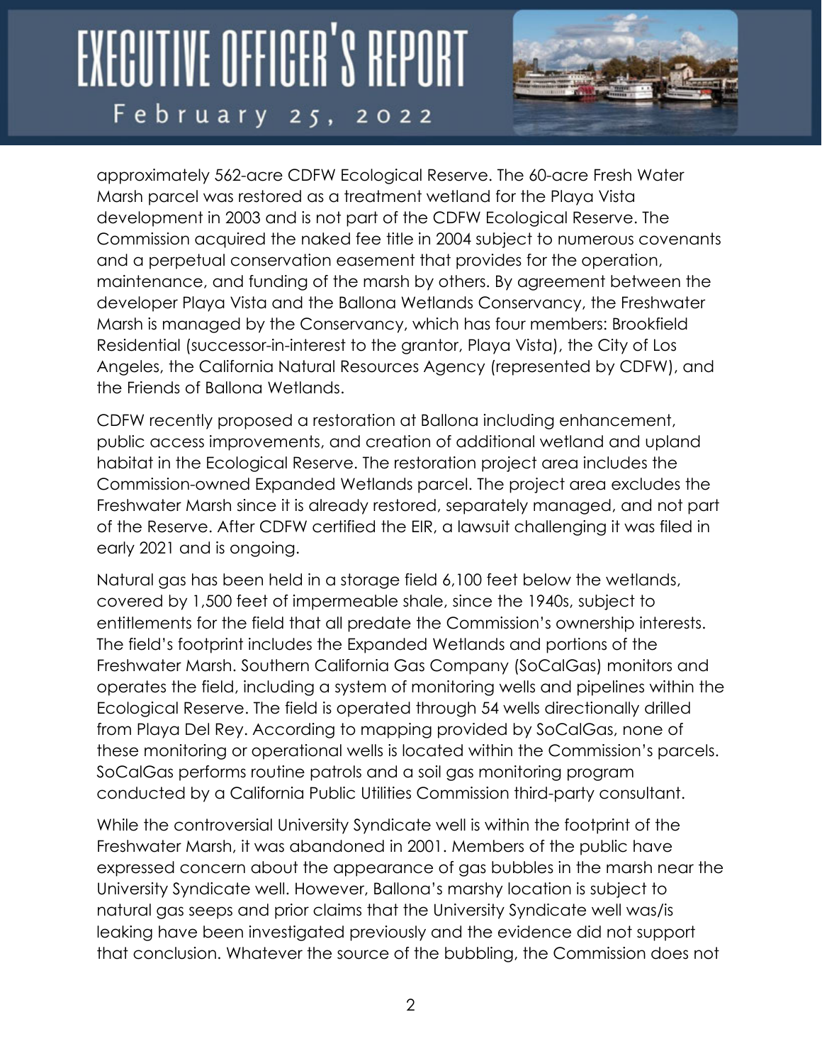approximately 562-acre CDFW Ecological Reserve. The 60-acre Fresh Water Marsh parcel was restored as a treatment wetland for the Playa Vista development in 2003 and is not part of the CDFW Ecological Reserve. The Commission acquired the naked fee title in 2004 subject to numerous covenants and a perpetual conservation easement that provides for the operation, maintenance, and funding of the marsh by others. By agreement between the developer Playa Vista and the Ballona Wetlands Conservancy, the Freshwater Marsh is managed by the Conservancy, which has four members: Brookfield Residential (successor-in-interest to the grantor, Playa Vista), the City of Los Angeles, the California Natural Resources Agency (represented by CDFW), and the Friends of Ballona Wetlands.

CDFW recently proposed a restoration at Ballona including enhancement, public access improvements, and creation of additional wetland and upland habitat in the Ecological Reserve. The restoration project area includes the Commission-owned Expanded Wetlands parcel. The project area excludes the Freshwater Marsh since it is already restored, separately managed, and not part of the Reserve. After CDFW certified the EIR, a lawsuit challenging it was filed in early 2021 and is ongoing.

Natural gas has been held in a storage field 6,100 feet below the wetlands, covered by 1,500 feet of impermeable shale, since the 1940s, subject to entitlements for the field that all predate the Commission's ownership interests. The field's footprint includes the Expanded Wetlands and portions of the Freshwater Marsh. Southern California Gas Company (SoCalGas) monitors and operates the field, including a system of monitoring wells and pipelines within the Ecological Reserve. The field is operated through 54 wells directionally drilled from Playa Del Rey. According to mapping provided by SoCalGas, none of these monitoring or operational wells is located within the Commission's parcels. SoCalGas performs routine patrols and a soil gas monitoring program conducted by a California Public Utilities Commission third-party consultant.

While the controversial University Syndicate well is within the footprint of the Freshwater Marsh, it was abandoned in 2001. Members of the public have expressed concern about the appearance of gas bubbles in the marsh near the University Syndicate well. However, Ballona's marshy location is subject to natural gas seeps and prior claims that the University Syndicate well was/is leaking have been investigated previously and the evidence did not support that conclusion. Whatever the source of the bubbling, the Commission does not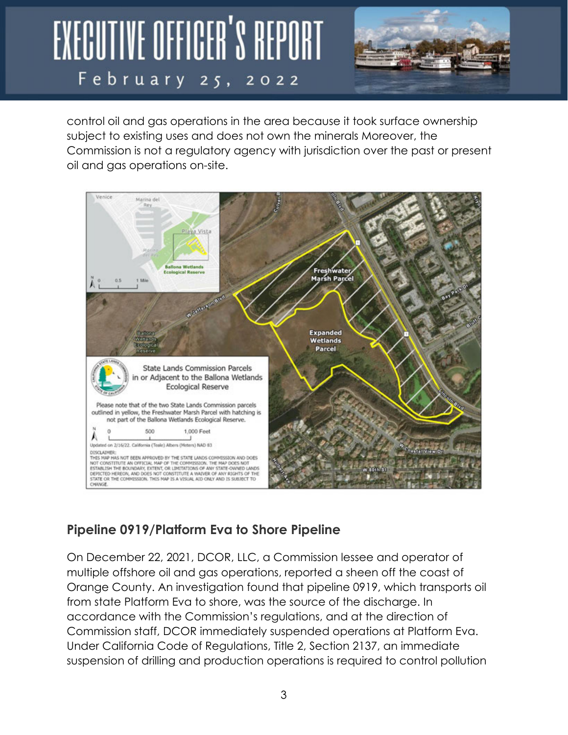control oil and gas operations in the area because it took surface ownership subject to existing uses and does not own the minerals Moreover, the Commission is not a regulatory agency with jurisdiction over the past or present oil and gas operations on-site.

## Pipeline 0919/Platform Eva to Shore Pipeline

On December 22, 2021, DCOR, LLC, a Commission lessee and operator of multiple offshore oil and gas operations, reported a sheen off the coast of Orange County. An investigation found that pipeline 0919, which transports oil from state Platform Eva to shore, was the source of the discharge. In accordance with the Commission's regulations, and at the direction of Commission staff, DCOR immediately suspended operations at Platform Eva. Under California Code of Regulations, Title 2, Section 2137, an immediate suspension of drilling and production operations is required to control pollution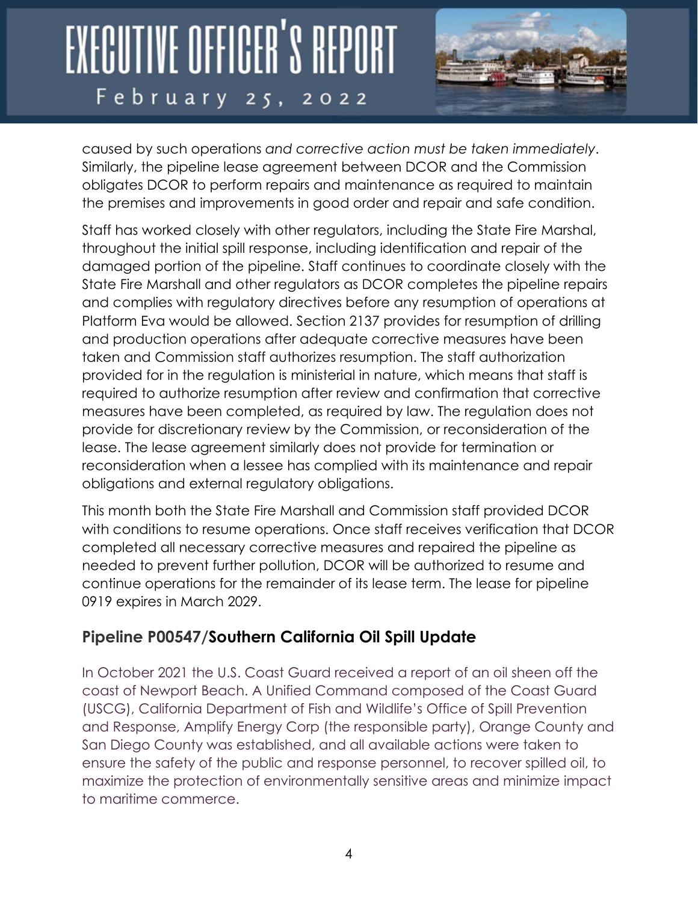caused by such operations *and corrective action must be taken immediately*. Similarly, the pipeline lease agreement between DCOR and the Commission obligates DCOR to perform repairs and maintenance as required to maintain the premises and improvements in good order and repair and safe condition.

Staff has worked closely with other regulators, including the State Fire Marshal, throughout the initial spill response, including identification and repair of the damaged portion of the pipeline. Staff continues to coordinate closely with the State Fire Marshall and other regulators as DCOR completes the pipeline repairs and complies with regulatory directives before any resumption of operations at Platform Eva would be allowed. Section 2137 provides for resumption of drilling and production operations after adequate corrective measures have been taken and Commission staff authorizes resumption. The staff authorization provided for in the regulation is ministerial in nature, which means that staff is required to authorize resumption after review and confirmation that corrective measures have been completed, as required by law. The regulation does not provide for discretionary review by the Commission, or reconsideration of the lease. The lease agreement similarly does not provide for termination or reconsideration when a lessee has complied with its maintenance and repair obligations and external regulatory obligations.

This month both the State Fire Marshall and Commission staff provided DCOR with conditions to resume operations. Once staff receives verification that DCOR completed all necessary corrective measures and repaired the pipeline as needed to prevent further pollution, DCOR will be authorized to resume and continue operations for the remainder of its lease term. The lease for pipeline 0919 expires in March 2029.

## Pipeline P00547/Southern California Oil Spill Update

In October 2021 the U.S. Coast Guard received a report of an oil sheen off the coast of Newport Beach. A Unified Command composed of the Coast Guard (USCG), California Department of Fish and Wildlife's Office of Spill Prevention and Response, Amplify Energy Corp (the responsible party), Orange County and San Diego County was established, and all available actions were taken to ensure the safety of the public and response personnel, to recover spilled oil, to maximize the protection of environmentally sensitive areas and minimize impact to maritime commerce.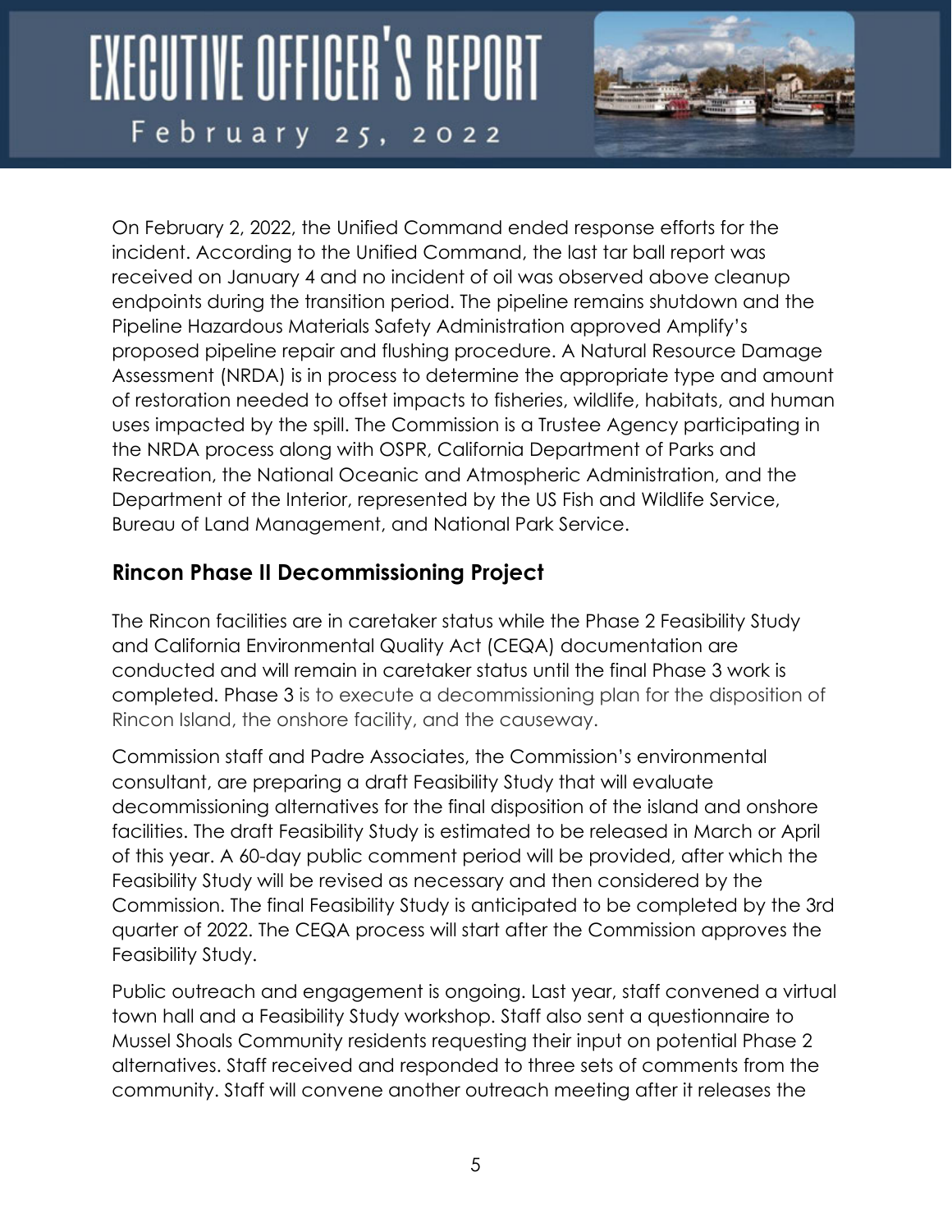On February 2, 2022, the Unified Command ended response efforts for the incident. According to the Unified Command, the last tar ball report was received on January 4 and no incident of oil was observed above cleanup endpoints during the transition period. The pipeline remains shutdown and the Pipeline Hazardous Materials Safety Administration approved Amplify's proposed pipeline repair and flushing procedure. A Natural Resource Damage Assessment (NRDA) is in process to determine the appropriate type and amount of restoration needed to offset impacts to fisheries, wildlife, habitats, and human uses impacted by the spill. The Commission is a Trustee Agency participating in the NRDA process along with OSPR, California Department of Parks and Recreation, the National Oceanic and Atmospheric Administration, and the Department of the Interior, represented by the US Fish and Wildlife Service, Bureau of Land Management, and National Park Service.

## Rincon Phase II Decommissioning Project

The Rincon facilities are in caretaker status while the Phase 2 Feasibility Study and California Environmental Quality Act (CEQA) documentation are conducted and will remain in caretaker status until the final Phase 3 work is completed. Phase 3 is to execute a decommissioning plan for the disposition of Rincon Island, the onshore facility, and the causeway.

Commission staff and Padre Associates, the Commission's environmental consultant, are preparing a draft Feasibility Study that will evaluate decommissioning alternatives for the final disposition of the island and onshore facilities. The draft Feasibility Study is estimated to be released in March or April of this year. A 60-day public comment period will be provided, after which the Feasibility Study will be revised as necessary and then considered by the Commission. The final Feasibility Study is anticipated to be completed by the 3rd quarter of 2022. The CEQA process will start after the Commission approves the Feasibility Study.

Public outreach and engagement is ongoing. Last year, staff convened a virtual town hall and a Feasibility Study workshop. Staff also sent a questionnaire to Mussel Shoals Community residents requesting their input on potential Phase 2 alternatives. Staff received and responded to three sets of comments from the community. Staff will convene another outreach meeting after it releases the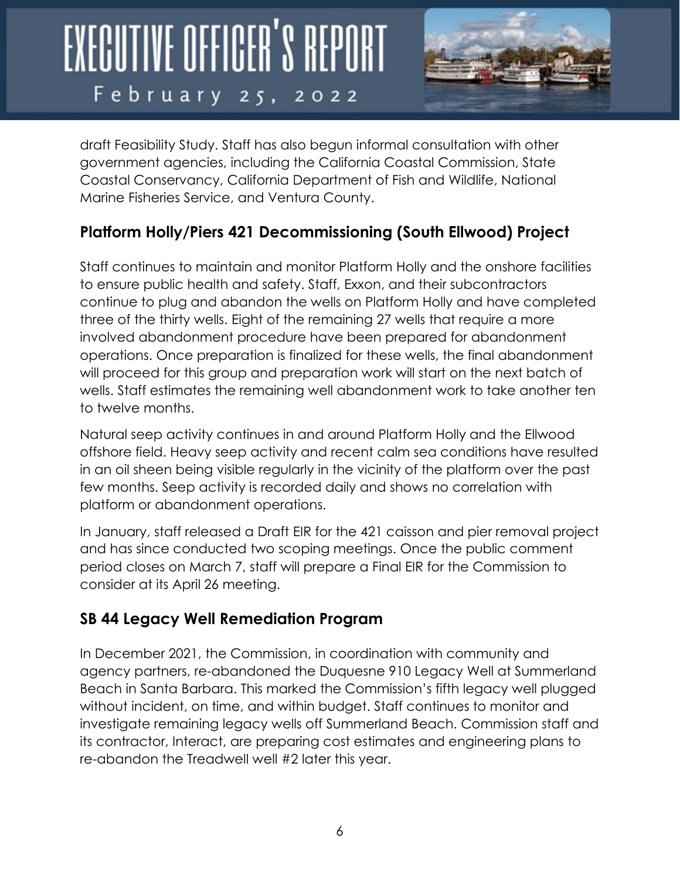draft Feasibility Study. Staff has also begun informal consultation with other government agencies, including the California Coastal Commission, State Coastal Conservancy, California Department of Fish and Wildlife, National Marine Fisheries Service, and Ventura County.

## Platform Holly/Piers 421 Decommissioning (South Ellwood) Project

Staff continues to maintain and monitor Platform Holly and the onshore facilities to ensure public health and safety. Staff, Exxon, and their subcontractors continue to plug and abandon the wells on Platform Holly and have completed three of the thirty wells. Eight of the remaining 27 wells that require a more involved abandonment procedure have been prepared for abandonment operations. Once preparation is finalized for these wells, the final abandonment will proceed for this group and preparation work will start on the next batch of wells. Staff estimates the remaining well abandonment work to take another ten to twelve months.

Natural seep activity continues in and around Platform Holly and the Ellwood offshore field. Heavy seep activity and recent calm sea conditions have resulted in an oil sheen being visible regularly in the vicinity of the platform over the past few months. Seep activity is recorded daily and shows no correlation with platform or abandonment operations.

In January, staff released a Draft EIR for the 421 caisson and pier removal project and has since conducted two scoping meetings. Once the public comment period closes on March 7, staff will prepare a Final EIR for the Commission to consider at its April 26 meeting.

## SB 44 Legacy Well Remediation Program

In December 2021, the Commission, in coordination with community and agency partners, re-abandoned the Duquesne 910 Legacy Well at Summerland Beach in Santa Barbara. This marked the Commission's fifth legacy well plugged without incident, on time, and within budget. Staff continues to monitor and investigate remaining legacy wells off Summerland Beach. Commission staff and its contractor, Interact, are preparing cost estimates and engineering plans to re-abandon the Treadwell well #2 later this year.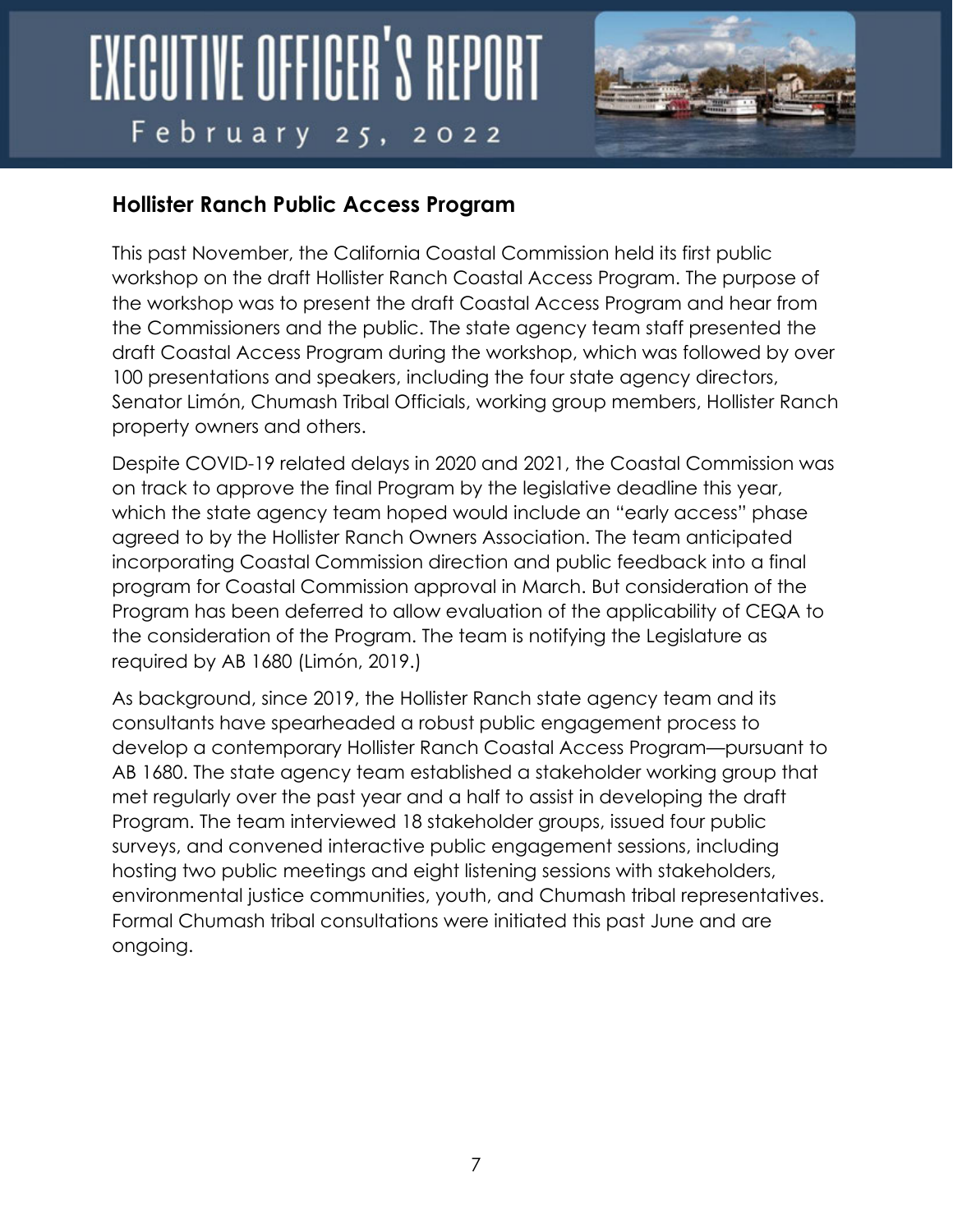## Hollister Ranch Public Access Program

This past November, the California Coastal Commission held its first public workshop on the draft Hollister Ranch Coastal Access Program. The purpose of the workshop was to present the draft Coastal Access Program and hear from the Commissioners and the public. The state agency team staff presented the draft Coastal Access Program during the workshop, which was followed by over 100 presentations and speakers, including the four state agency directors, Senator Limón, Chumash Tribal Officials, working group members, Hollister Ranch property owners and others.

Despite COVID-19 related delays in 2020 and 2021, the Coastal Commission was on track to approve the final Program by the legislative deadline this year, which the state agency team hoped would include an "early access" phase agreed to by the Hollister Ranch Owners Association. The team anticipated incorporating Coastal Commission direction and public feedback into a final program for Coastal Commission approval in March. But consideration of the Program has been deferred to allow evaluation of the applicability of CEQA to the consideration of the Program. The team is notifying the Legislature as required by AB 1680 (Limón, 2019.)

As background, since 2019, the Hollister Ranch state agency team and its consultants have spearheaded a robust public engagement process to develop a contemporary Hollister Ranch Coastal Access Program—pursuant to AB 1680. The state agency team established a stakeholder working group that met regularly over the past year and a half to assist in developing the draft Program. The team interviewed 18 stakeholder groups, issued four public surveys, and convened interactive public engagement sessions, including hosting two public meetings and eight listening sessions with stakeholders, environmental justice communities, youth, and Chumash tribal representatives. Formal Chumash tribal consultations were initiated this past June and are ongoing.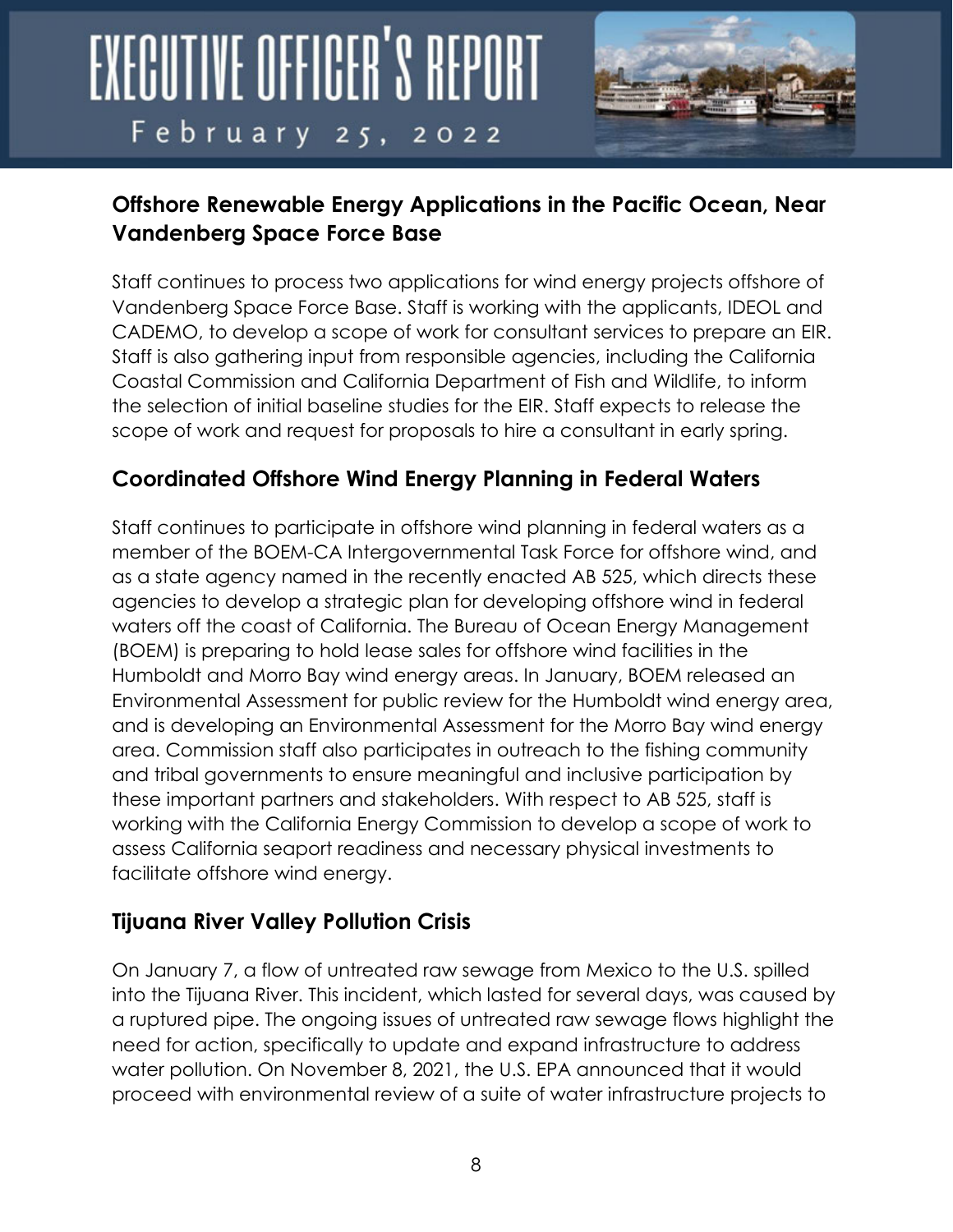## Offshore Renewable Energy Applications in the Pacific Ocean, Near Vandenberg Space Force Base

Staff continues to process two applications for wind energy projects offshore of Vandenberg Space Force Base. Staff is working with the applicants, IDEOL and CADEMO, to develop a scope of work for consultant services to prepare an EIR. Staff is also gathering input from responsible agencies, including the California Coastal Commission and California Department of Fish and Wildlife, to inform the selection of initial baseline studies for the EIR. Staff expects to release the scope of work and request for proposals to hire a consultant in early spring.

## Coordinated Offshore Wind Energy Planning in Federal Waters

Staff continues to participate in offshore wind planning in federal waters as a member of the BOEM-CA Intergovernmental Task Force for offshore wind, and as a state agency named in the recently enacted AB 525, which directs these agencies to develop a strategic plan for developing offshore wind in federal waters off the coast of California. The Bureau of Ocean Energy Management (BOEM) is preparing to hold lease sales for offshore wind facilities in the Humboldt and Morro Bay wind energy areas. In January, BOEM released an Environmental Assessment for public review for the Humboldt wind energy area, and is developing an Environmental Assessment for the Morro Bay wind energy area. Commission staff also participates in outreach to the fishing community and tribal governments to ensure meaningful and inclusive participation by these important partners and stakeholders. With respect to AB 525, staff is working with the California Energy Commission to develop a scope of work to assess California seaport readiness and necessary physical investments to facilitate offshore wind energy.

## Tijuana River Valley Pollution Crisis

On January 7, a flow of untreated raw sewage from Mexico to the U.S. spilled into the Tijuana River. This incident, which lasted for several days, was caused by a ruptured pipe. The ongoing issues of untreated raw sewage flows highlight the need for action, specifically to update and expand infrastructure to address water pollution. On November 8, 2021, the U.S. EPA announced that it would proceed with environmental review of a suite of water infrastructure projects to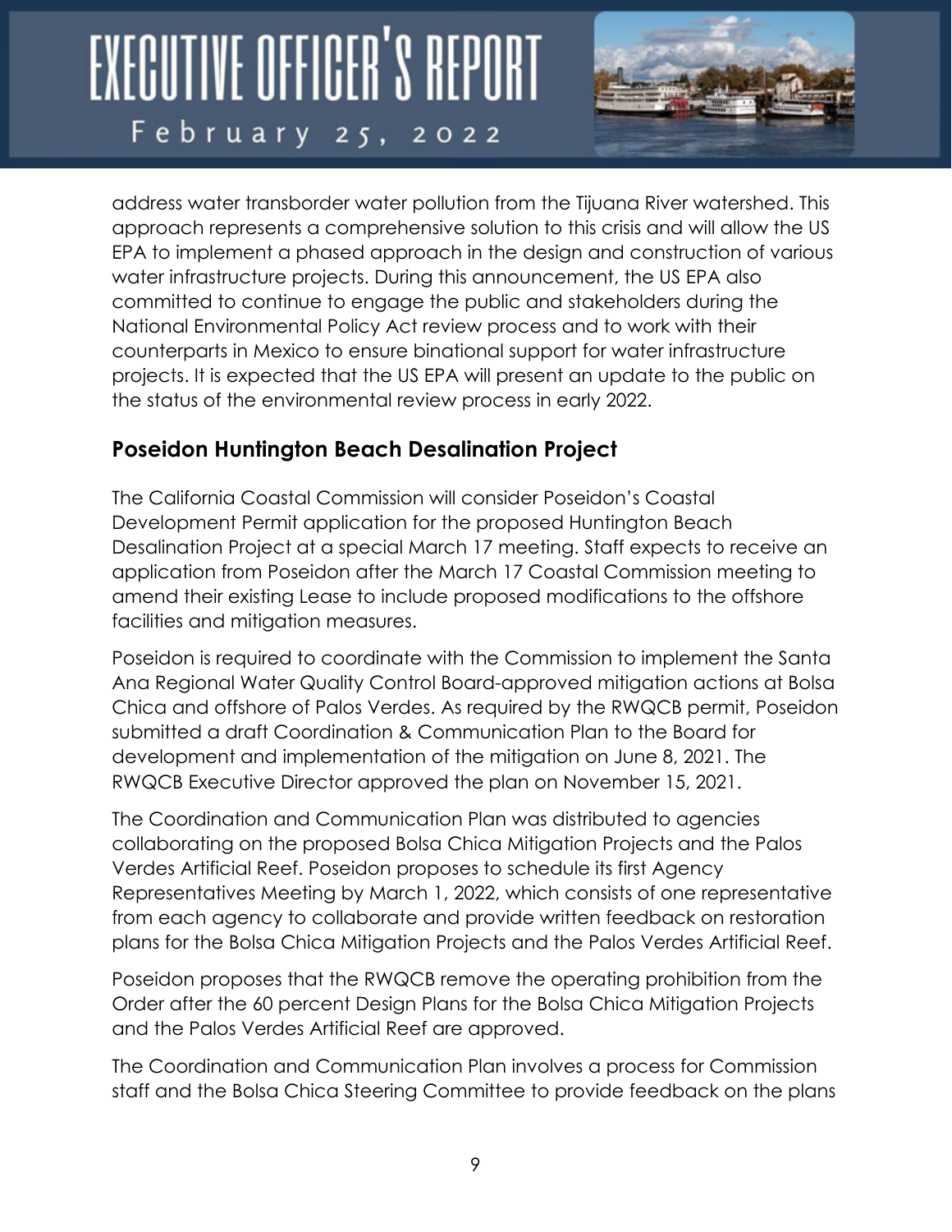address water transborder water pollution from the Tijuana River watershed. This approach represents a comprehensive solution to this crisis and will allow the US EPA to implement a phased approach in the design and construction of various water infrastructure projects. During this announcement, the US EPA also committed to continue to engage the public and stakeholders during the National Environmental Policy Act review process and to work with their counterparts in Mexico to ensure binational support for water infrastructure projects. It is expected that the US EPA will present an update to the public on the status of the environmental review process in early 2022.

## Poseidon Huntington Beach Desalination Project

The California Coastal Commission will consider Poseidon's Coastal Development Permit application for the proposed Huntington Beach Desalination Project at a special March 17 meeting. Staff expects to receive an application from Poseidon after the March 17 Coastal Commission meeting to amend their existing Lease to include proposed modifications to the offshore facilities and mitigation measures.

Poseidon is required to coordinate with the Commission to implement the Santa Ana Regional Water Quality Control Board-approved mitigation actions at Bolsa Chica and offshore of Palos Verdes. As required by the RWQCB permit, Poseidon submitted a draft Coordination & Communication Plan to the Board for development and implementation of the mitigation on June 8, 2021. The RWQCB Executive Director approved the plan on November 15, 2021.

The Coordination and Communication Plan was distributed to agencies collaborating on the proposed Bolsa Chica Mitigation Projects and the Palos Verdes Artificial Reef. Poseidon proposes to schedule its first Agency Representatives Meeting by March 1, 2022, which consists of one representative from each agency to collaborate and provide written feedback on restoration plans for the Bolsa Chica Mitigation Projects and the Palos Verdes Artificial Reef.

Poseidon proposes that the RWQCB remove the operating prohibition from the Order after the 60 percent Design Plans for the Bolsa Chica Mitigation Projects and the Palos Verdes Artificial Reef are approved.

The Coordination and Communication Plan involves a process for Commission staff and the Bolsa Chica Steering Committee to provide feedback on the plans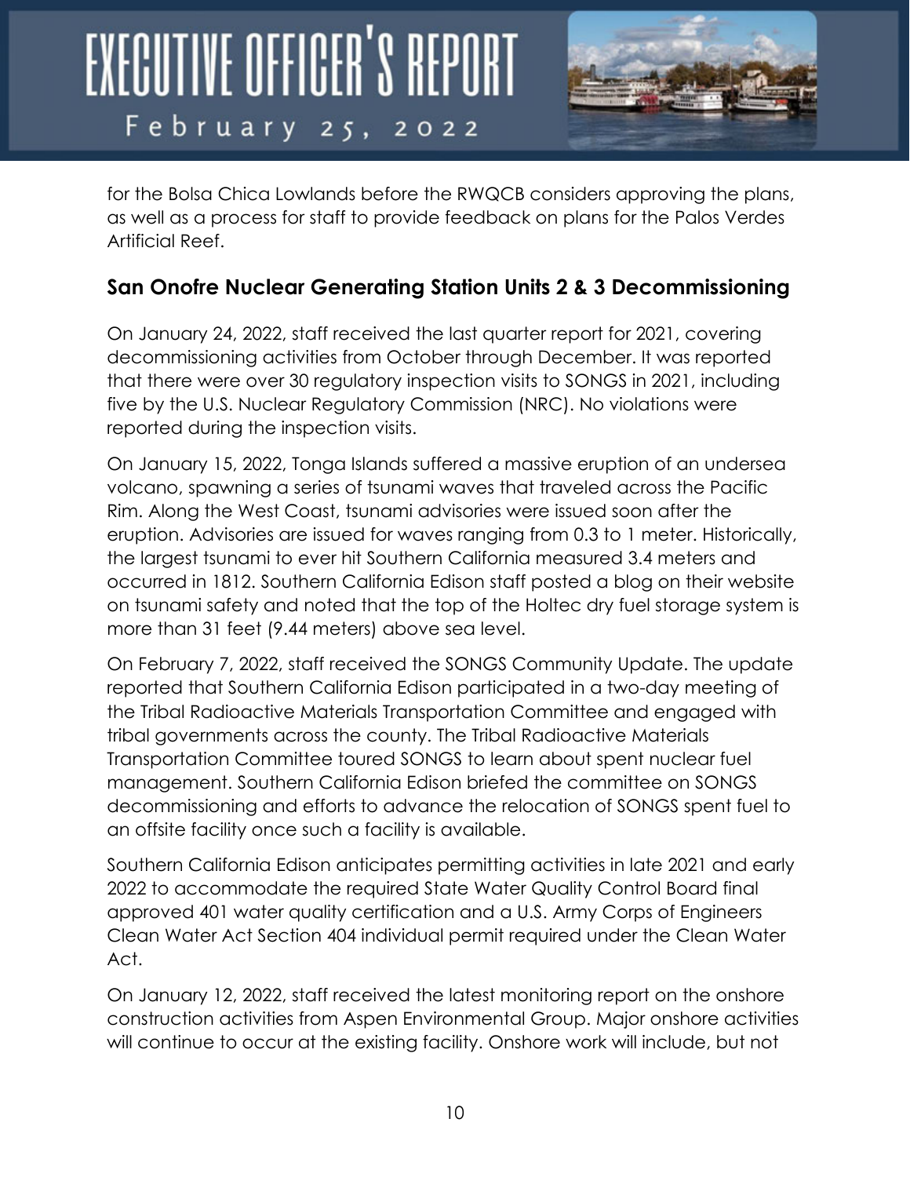for the Bolsa Chica Lowlands before the RWQCB considers approving the plans, as well as a process for staff to provide feedback on plans for the Palos Verdes Artificial Reef.

## San Onofre Nuclear Generating Station Units 2 & 3 Decommissioning

On January 24, 2022, staff received the last quarter report for 2021, covering decommissioning activities from October through December. It was reported that there were over 30 regulatory inspection visits to SONGS in 2021, including five by the U.S. Nuclear Regulatory Commission (NRC). No violations were reported during the inspection visits.

On January 15, 2022, Tonga Islands suffered a massive eruption of an undersea volcano, spawning a series of tsunami waves that traveled across the Pacific Rim. Along the West Coast, tsunami advisories were issued soon after the eruption. Advisories are issued for waves ranging from 0.3 to 1 meter. Historically, the largest tsunami to ever hit Southern California measured 3.4 meters and occurred in 1812. Southern California Edison staff posted a blog on their website on tsunami safety and noted that the top of the Holtec dry fuel storage system is more than 31 feet (9.44 meters) above sea level.

On February 7, 2022, staff received the SONGS Community Update. The update reported that Southern California Edison participated in a two-day meeting of the Tribal Radioactive Materials Transportation Committee and engaged with tribal governments across the county. The Tribal Radioactive Materials Transportation Committee toured SONGS to learn about spent nuclear fuel management. Southern California Edison briefed the committee on SONGS decommissioning and efforts to advance the relocation of SONGS spent fuel to an offsite facility once such a facility is available.

Southern California Edison anticipates permitting activities in late 2021 and early 2022 to accommodate the required State Water Quality Control Board final approved 401 water quality certification and a U.S. Army Corps of Engineers Clean Water Act Section 404 individual permit required under the Clean Water Act.

On January 12, 2022, staff received the latest monitoring report on the onshore construction activities from Aspen Environmental Group. Major onshore activities will continue to occur at the existing facility. Onshore work will include, but not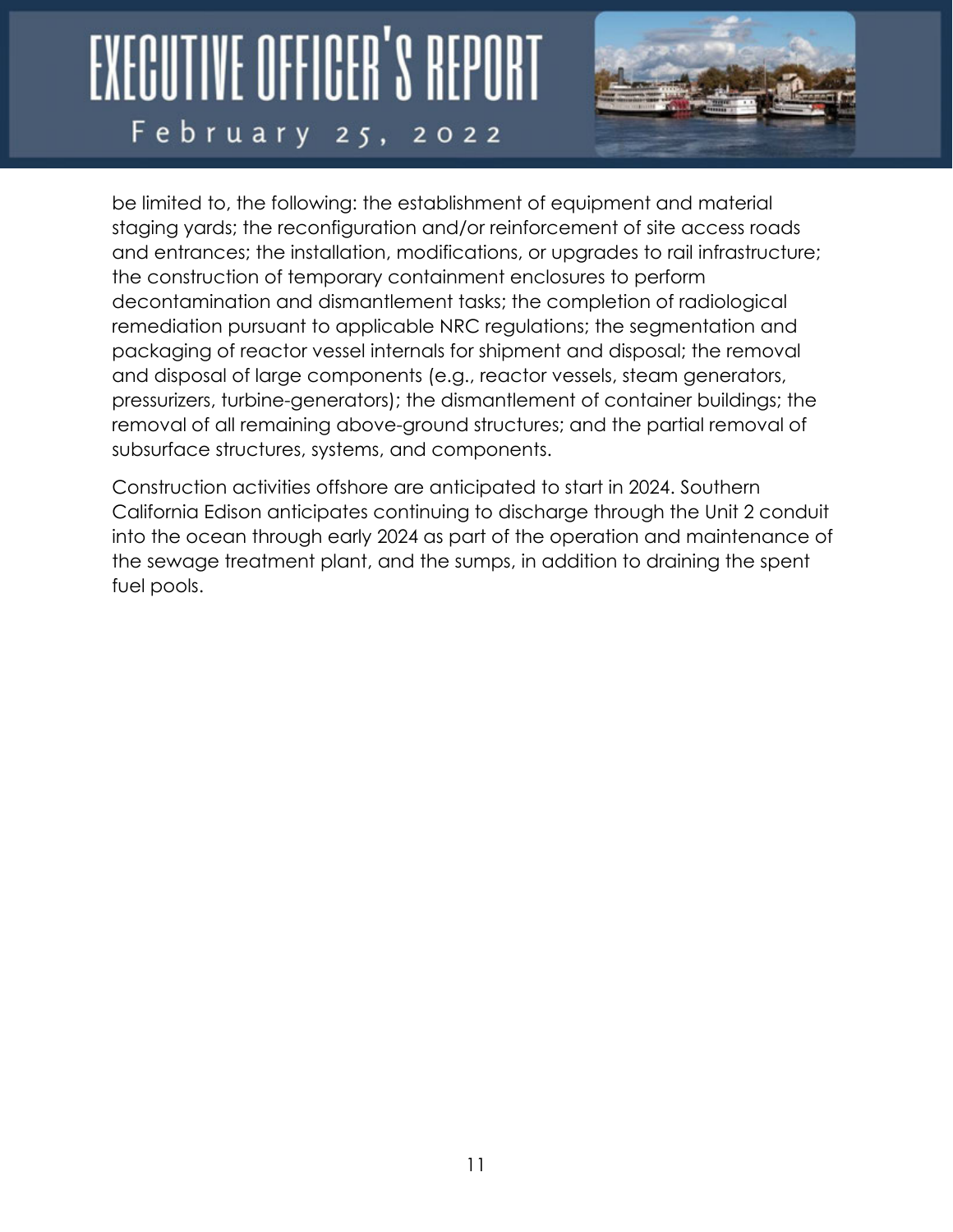be limited to, the following: the establishment of equipment and material staging yards; the reconfiguration and/or reinforcement of site access roads and entrances; the installation, modifications, or upgrades to rail infrastructure; the construction of temporary containment enclosures to perform decontamination and dismantlement tasks; the completion of radiological remediation pursuant to applicable NRC regulations; the segmentation and packaging of reactor vessel internals for shipment and disposal; the removal and disposal of large components (e.g., reactor vessels, steam generators, pressurizers, turbine-generators); the dismantlement of container buildings; the removal of all remaining above-ground structures; and the partial removal of subsurface structures, systems, and components.

Construction activities offshore are anticipated to start in 2024. Southern California Edison anticipates continuing to discharge through the Unit 2 conduit into the ocean through early 2024 as part of the operation and maintenance of the sewage treatment plant, and the sumps, in addition to draining the spent fuel pools.